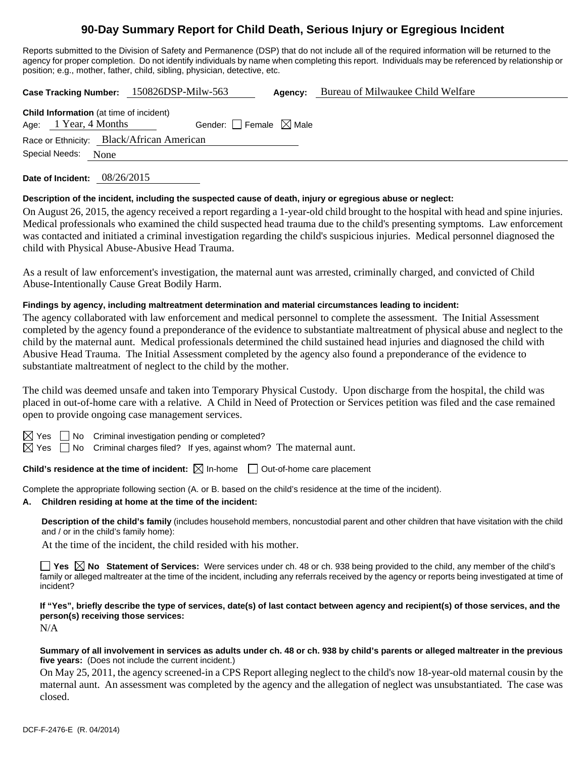# 90-Day Summary Report for Child Death, Serious Injury or Egregious Incident

Reports submitted to the Division of Safety and Permanence (DSP) that do not include all of the required information will be returned to the agency for proper completion. Do not identify individuals by name when completing this report. Individuals may be referenced by relationship or position; e.g., mother, father, child, sibling, physician, detective, etc.

**Case Tracking Number:** 150826DSP-Milw-563 **Agency:** Bureau of Milwaukee Child Welfare

**Child Information** (at time of incident)
Age: 1 Year, 4 Months Gender: ☐ Female ☒ Male
Race or Ethnicity: Black/African American
Special Needs: None

**Date of Incident:** 08/26/2015

**Description of the incident, including the suspected cause of death, injury or egregious abuse or neglect:**

On August 26, 2015, the agency received a report regarding a 1-year-old child brought to the hospital with head and spine injuries. Medical professionals who examined the child suspected head trauma due to the child's presenting symptoms. Law enforcement was contacted and initiated a criminal investigation regarding the child's suspicious injuries. Medical personnel diagnosed the child with Physical Abuse-Abusive Head Trauma.

As a result of law enforcement's investigation, the maternal aunt was arrested, criminally charged, and convicted of Child Abuse-Intentionally Cause Great Bodily Harm.

**Findings by agency, including maltreatment determination and material circumstances leading to incident:**

The agency collaborated with law enforcement and medical personnel to complete the assessment. The Initial Assessment completed by the agency found a preponderance of the evidence to substantiate maltreatment of physical abuse and neglect to the child by the maternal aunt. Medical professionals determined the child sustained head injuries and diagnosed the child with Abusive Head Trauma. The Initial Assessment completed by the agency also found a preponderance of the evidence to substantiate maltreatment of neglect to the child by the mother.

The child was deemed unsafe and taken into Temporary Physical Custody. Upon discharge from the hospital, the child was placed in out-of-home care with a relative. A Child in Need of Protection or Services petition was filed and the case remained open to provide ongoing case management services.

☒ Yes ☐ No Criminal investigation pending or completed?
☒ Yes ☐ No Criminal charges filed? If yes, against whom? The maternal aunt.

**Child's residence at the time of incident:** ☒ In-home ☐ Out-of-home care placement

Complete the appropriate following section (A. or B. based on the child's residence at the time of the incident).

**A. Children residing at home at the time of the incident:**

**Description of the child's family** (includes household members, noncustodial parent and other children that have visitation with the child and / or in the child's family home):

At the time of the incident, the child resided with his mother.

☐ **Yes** ☒ **No Statement of Services:** Were services under ch. 48 or ch. 938 being provided to the child, any member of the child's family or alleged maltreater at the time of the incident, including any referrals received by the agency or reports being investigated at time of incident?

**If "Yes", briefly describe the type of services, date(s) of last contact between agency and recipient(s) of those services, and the person(s) receiving those services:**

N/A

**Summary of all involvement in services as adults under ch. 48 or ch. 938 by child's parents or alleged maltreater in the previous five years:** (Does not include the current incident.)

On May 25, 2011, the agency screened-in a CPS Report alleging neglect to the child's now 18-year-old maternal cousin by the maternal aunt. An assessment was completed by the agency and the allegation of neglect was unsubstantiated. The case was closed.

DCF-F-2476-E (R. 04/2014)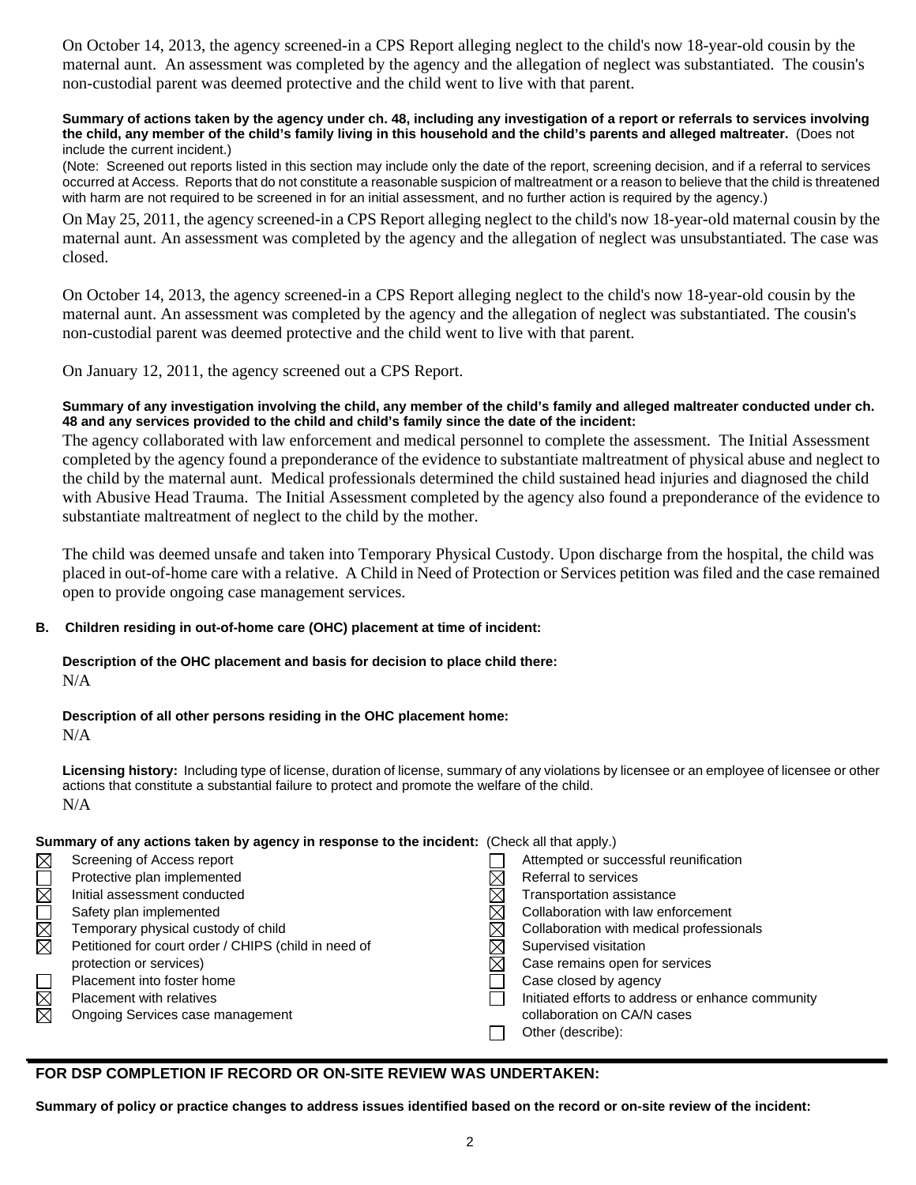On October 14, 2013, the agency screened-in a CPS Report alleging neglect to the child's now 18-year-old cousin by the maternal aunt. An assessment was completed by the agency and the allegation of neglect was substantiated. The cousin's non-custodial parent was deemed protective and the child went to live with that parent.

**Summary of actions taken by the agency under ch. 48, including any investigation of a report or referrals to services involving the child, any member of the child's family living in this household and the child's parents and alleged maltreater.** (Does not include the current incident.)

(Note: Screened out reports listed in this section may include only the date of the report, screening decision, and if a referral to services occurred at Access. Reports that do not constitute a reasonable suspicion of maltreatment or a reason to believe that the child is threatened with harm are not required to be screened in for an initial assessment, and no further action is required by the agency.)

On May 25, 2011, the agency screened-in a CPS Report alleging neglect to the child's now 18-year-old maternal cousin by the maternal aunt. An assessment was completed by the agency and the allegation of neglect was unsubstantiated. The case was closed.

On October 14, 2013, the agency screened-in a CPS Report alleging neglect to the child's now 18-year-old cousin by the maternal aunt. An assessment was completed by the agency and the allegation of neglect was substantiated. The cousin's non-custodial parent was deemed protective and the child went to live with that parent.

On January 12, 2011, the agency screened out a CPS Report.

**Summary of any investigation involving the child, any member of the child's family and alleged maltreater conducted under ch. 48 and any services provided to the child and child's family since the date of the incident:**

The agency collaborated with law enforcement and medical personnel to complete the assessment. The Initial Assessment completed by the agency found a preponderance of the evidence to substantiate maltreatment of physical abuse and neglect to the child by the maternal aunt. Medical professionals determined the child sustained head injuries and diagnosed the child with Abusive Head Trauma. The Initial Assessment completed by the agency also found a preponderance of the evidence to substantiate maltreatment of neglect to the child by the mother.

The child was deemed unsafe and taken into Temporary Physical Custody. Upon discharge from the hospital, the child was placed in out-of-home care with a relative. A Child in Need of Protection or Services petition was filed and the case remained open to provide ongoing case management services.

### B. Children residing in out-of-home care (OHC) placement at time of incident:

**Description of the OHC placement and basis for decision to place child there:**

N/A

**Description of all other persons residing in the OHC placement home:**

N/A

**Licensing history:** Including type of license, duration of license, summary of any violations by licensee or an employee of licensee or other actions that constitute a substantial failure to protect and promote the welfare of the child.

N/A

**Summary of any actions taken by agency in response to the incident:** (Check all that apply.)

- [x] Screening of Access report
- [ ] Protective plan implemented
- [x] Initial assessment conducted
- [ ] Safety plan implemented
- [x] Temporary physical custody of child
- [x] Petitioned for court order / CHIPS (child in need of protection or services)
- [ ] Placement into foster home
- [x] Placement with relatives
- [x] Ongoing Services case management
- [ ] Attempted or successful reunification
- [x] Referral to services
- [x] Transportation assistance
- [x] Collaboration with law enforcement
- [x] Collaboration with medical professionals
- [x] Supervised visitation
- [x] Case remains open for services
- [ ] Case closed by agency
- [ ] Initiated efforts to address or enhance community collaboration on CA/N cases
- [ ] Other (describe):

## FOR DSP COMPLETION IF RECORD OR ON-SITE REVIEW WAS UNDERTAKEN:

**Summary of policy or practice changes to address issues identified based on the record or on-site review of the incident:**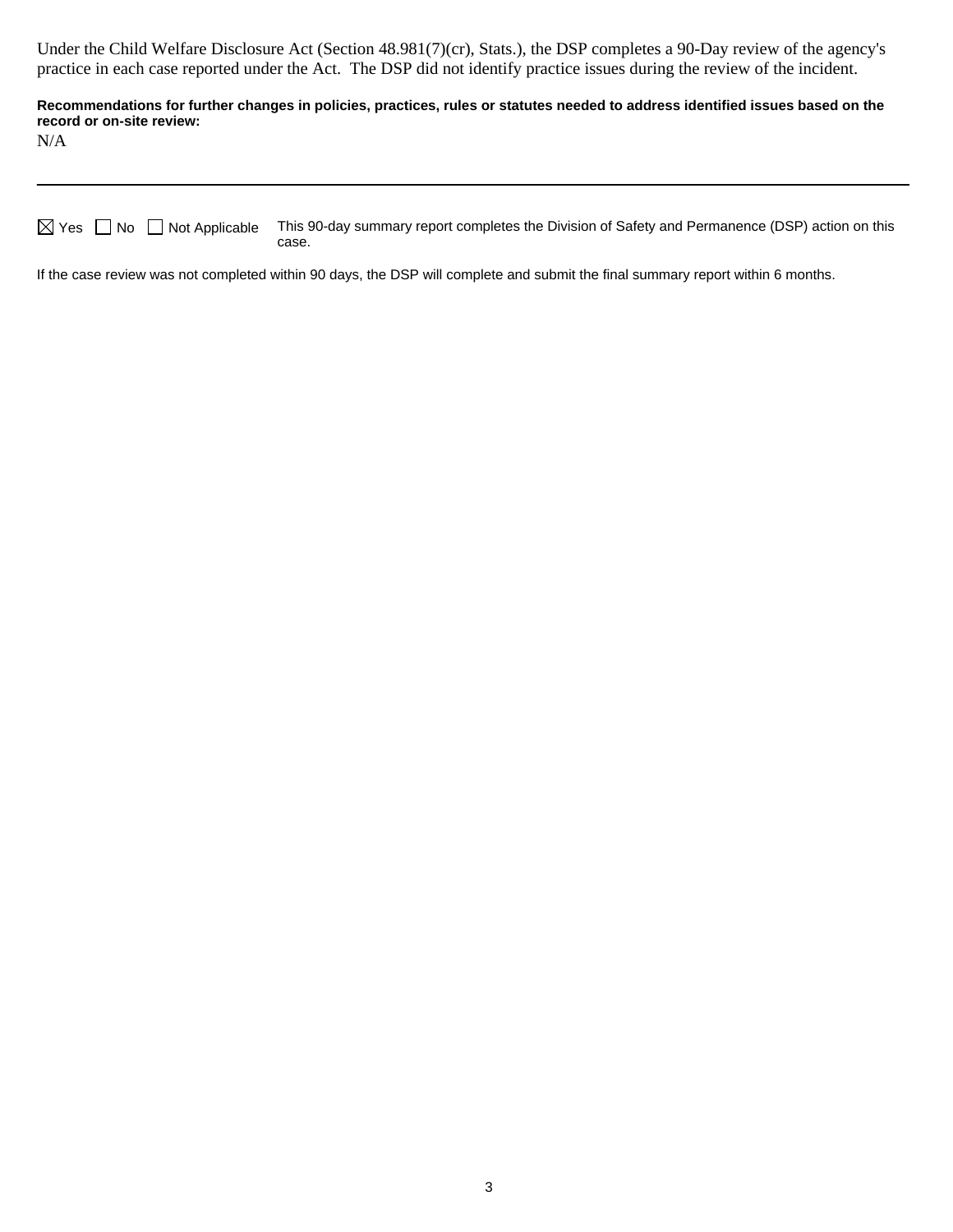Under the Child Welfare Disclosure Act (Section 48.981(7)(cr), Stats.), the DSP completes a 90-Day review of the agency's practice in each case reported under the Act. The DSP did not identify practice issues during the review of the incident.

**Recommendations for further changes in policies, practices, rules or statutes needed to address identified issues based on the record or on-site review:**

N/A

---

☒ Yes ☐ No ☐ Not Applicable This 90-day summary report completes the Division of Safety and Permanence (DSP) action on this case.

If the case review was not completed within 90 days, the DSP will complete and submit the final summary report within 6 months.